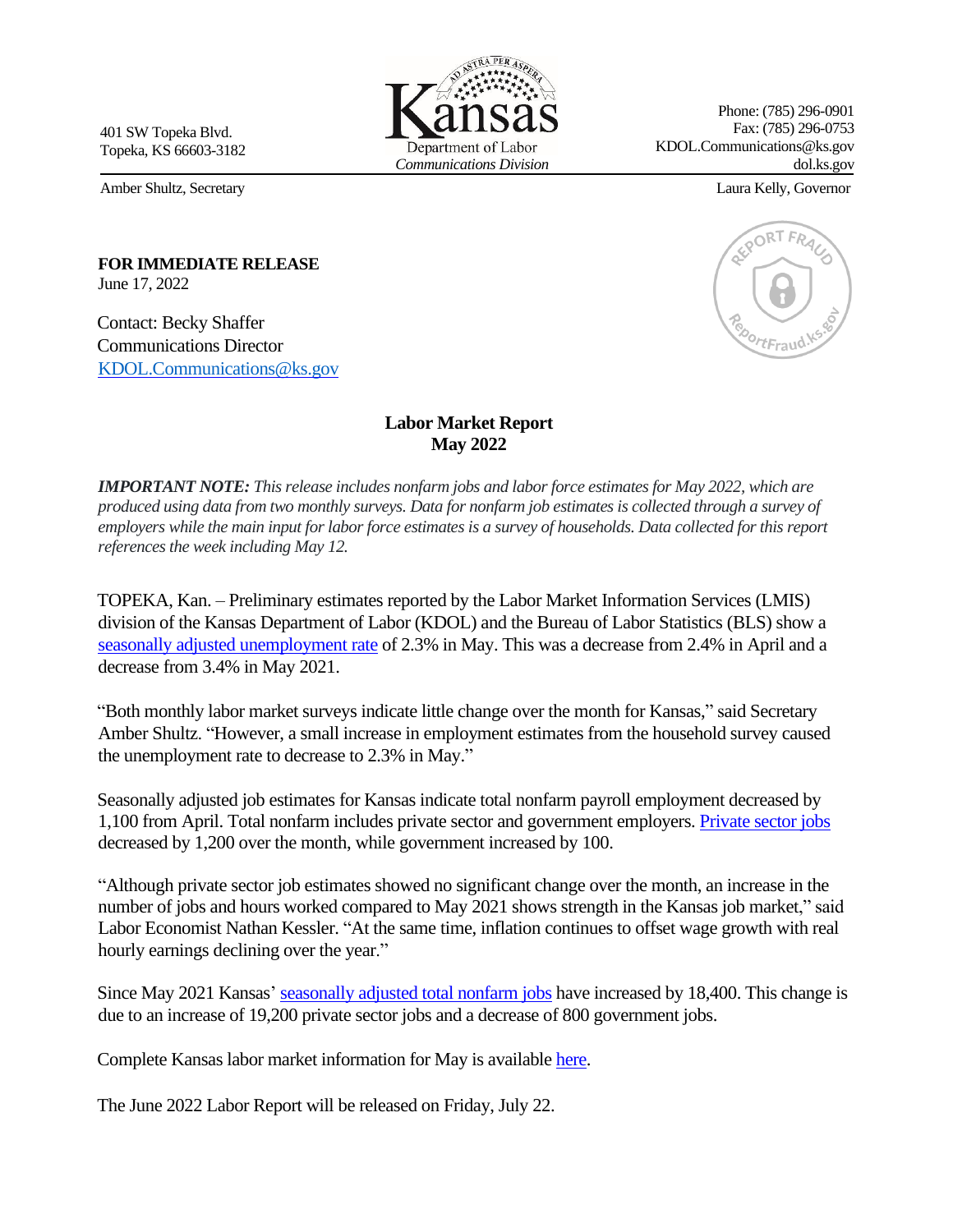401 SW Topeka Blvd.
Topeka, KS 66603-3182

Kansas Department of Labor
*Communications Division*

Phone: (785) 296-0901
Fax: (785) 296-0753
KDOL.Communications@ks.gov
dol.ks.gov

Amber Shultz, Secretary

Laura Kelly, Governor

**FOR IMMEDIATE RELEASE**
June 17, 2022

Contact: Becky Shaffer
Communications Director
KDOL.Communications@ks.gov

## Labor Market Report
## May 2022

***IMPORTANT NOTE:*** *This release includes nonfarm jobs and labor force estimates for May 2022, which are produced using data from two monthly surveys. Data for nonfarm job estimates is collected through a survey of employers while the main input for labor force estimates is a survey of households. Data collected for this report references the week including May 12.*

TOPEKA, Kan. – Preliminary estimates reported by the Labor Market Information Services (LMIS) division of the Kansas Department of Labor (KDOL) and the Bureau of Labor Statistics (BLS) show a seasonally adjusted unemployment rate of 2.3% in May. This was a decrease from 2.4% in April and a decrease from 3.4% in May 2021.

"Both monthly labor market surveys indicate little change over the month for Kansas," said Secretary Amber Shultz. "However, a small increase in employment estimates from the household survey caused the unemployment rate to decrease to 2.3% in May."

Seasonally adjusted job estimates for Kansas indicate total nonfarm payroll employment decreased by 1,100 from April. Total nonfarm includes private sector and government employers. Private sector jobs decreased by 1,200 over the month, while government increased by 100.

"Although private sector job estimates showed no significant change over the month, an increase in the number of jobs and hours worked compared to May 2021 shows strength in the Kansas job market," said Labor Economist Nathan Kessler. "At the same time, inflation continues to offset wage growth with real hourly earnings declining over the year."

Since May 2021 Kansas' seasonally adjusted total nonfarm jobs have increased by 18,400. This change is due to an increase of 19,200 private sector jobs and a decrease of 800 government jobs.

Complete Kansas labor market information for May is available here.

The June 2022 Labor Report will be released on Friday, July 22.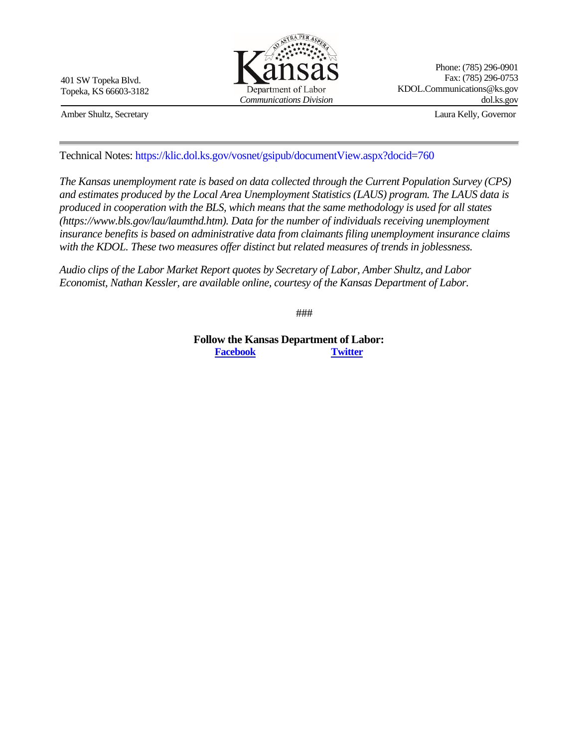401 SW Topeka Blvd.
Topeka, KS 66603-3182

Kansas
Department of Labor
*Communications Division*

Phone: (785) 296-0901
Fax: (785) 296-0753
KDOL.Communications@ks.gov
dol.ks.gov

Amber Shultz, Secretary

Laura Kelly, Governor

---

Technical Notes: https://klic.dol.ks.gov/vosnet/gsipub/documentView.aspx?docid=760

*The Kansas unemployment rate is based on data collected through the Current Population Survey (CPS) and estimates produced by the Local Area Unemployment Statistics (LAUS) program. The LAUS data is produced in cooperation with the BLS, which means that the same methodology is used for all states (https://www.bls.gov/lau/laumthd.htm). Data for the number of individuals receiving unemployment insurance benefits is based on administrative data from claimants filing unemployment insurance claims with the KDOL. These two measures offer distinct but related measures of trends in joblessness.*

*Audio clips of the Labor Market Report quotes by Secretary of Labor, Amber Shultz, and Labor Economist, Nathan Kessler, are available online, courtesy of the Kansas Department of Labor.*

###

**Follow the Kansas Department of Labor:**
**Facebook** **Twitter**